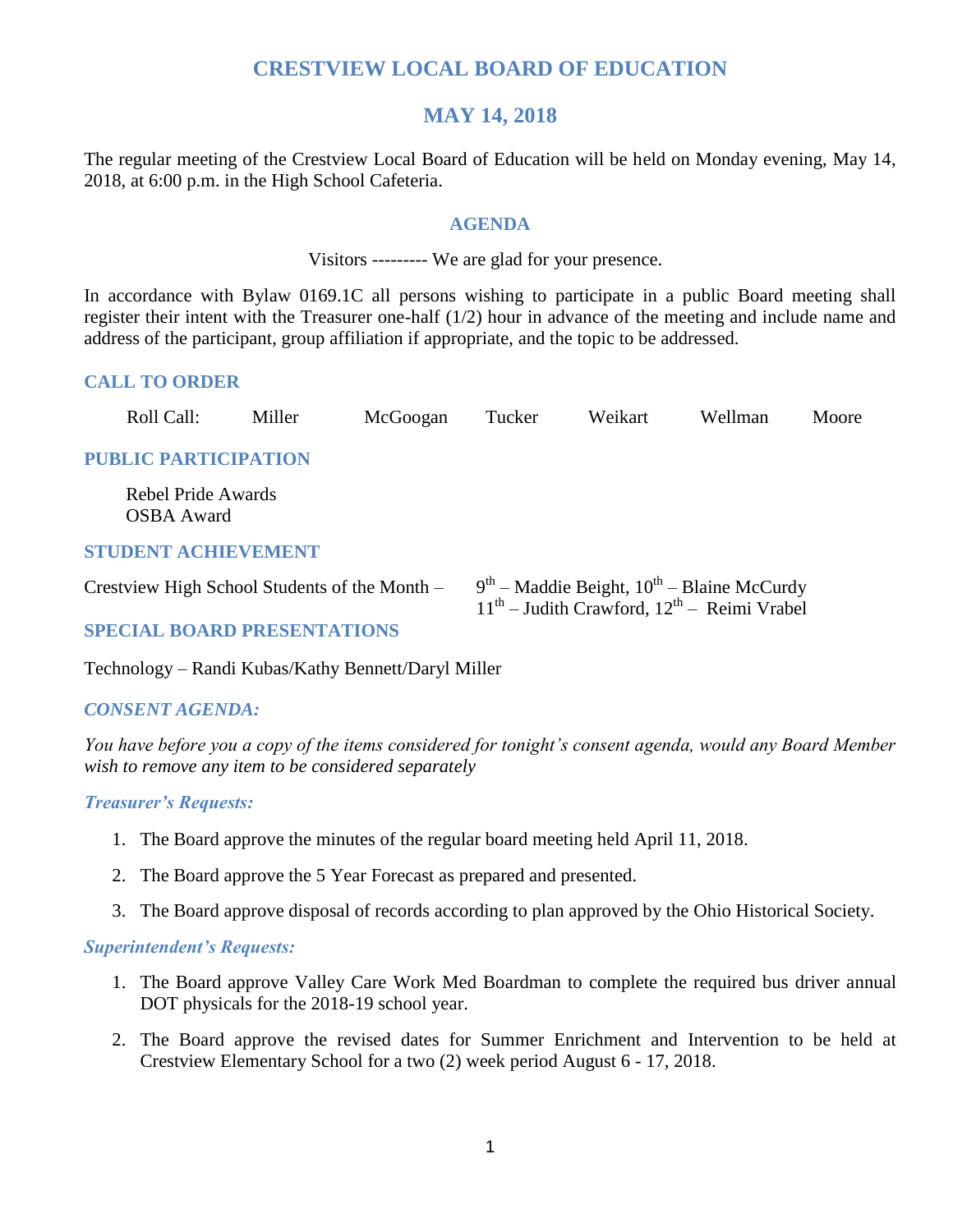# CRESTVIEW LOCAL BOARD OF EDUCATION

## MAY 14, 2018

The regular meeting of the Crestview Local Board of Education will be held on Monday evening, May 14, 2018, at 6:00 p.m. in the High School Cafeteria.

### AGENDA

Visitors --------- We are glad for your presence.

In accordance with Bylaw 0169.1C all persons wishing to participate in a public Board meeting shall register their intent with the Treasurer one-half (1/2) hour in advance of the meeting and include name and address of the participant, group affiliation if appropriate, and the topic to be addressed.

### CALL TO ORDER

Roll Call: Miller McGoogan Tucker Weikart Wellman Moore

### PUBLIC PARTICIPATION

Rebel Pride Awards
OSBA Award

### STUDENT ACHIEVEMENT

Crestview High School Students of the Month – 9th – Maddie Beight, 10th – Blaine McCurdy
11th – Judith Crawford, 12th – Reimi Vrabel

### SPECIAL BOARD PRESENTATIONS

Technology – Randi Kubas/Kathy Bennett/Daryl Miller

### *CONSENT AGENDA:*

*You have before you a copy of the items considered for tonight's consent agenda, would any Board Member wish to remove any item to be considered separately*

#### *Treasurer's Requests:*

1. The Board approve the minutes of the regular board meeting held April 11, 2018.
2. The Board approve the 5 Year Forecast as prepared and presented.
3. The Board approve disposal of records according to plan approved by the Ohio Historical Society.

#### *Superintendent's Requests:*

1. The Board approve Valley Care Work Med Boardman to complete the required bus driver annual DOT physicals for the 2018-19 school year.
2. The Board approve the revised dates for Summer Enrichment and Intervention to be held at Crestview Elementary School for a two (2) week period August 6 - 17, 2018.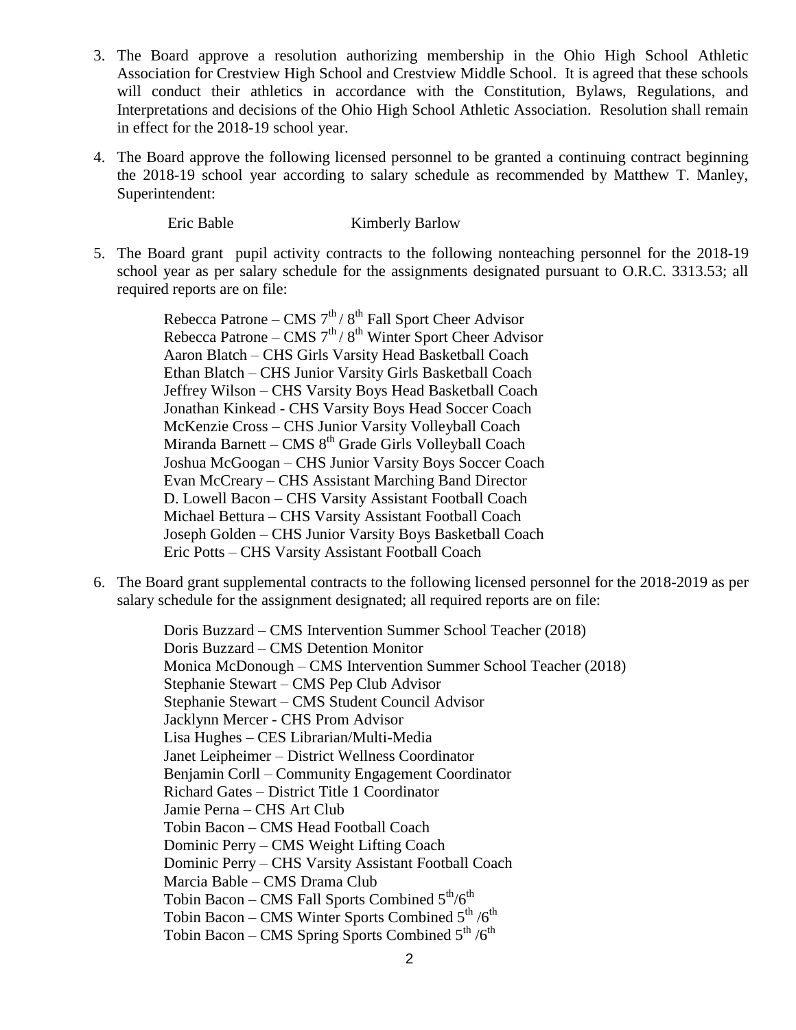3. The Board approve a resolution authorizing membership in the Ohio High School Athletic Association for Crestview High School and Crestview Middle School. It is agreed that these schools will conduct their athletics in accordance with the Constitution, Bylaws, Regulations, and Interpretations and decisions of the Ohio High School Athletic Association. Resolution shall remain in effect for the 2018-19 school year.

4. The Board approve the following licensed personnel to be granted a continuing contract beginning the 2018-19 school year according to salary schedule as recommended by Matthew T. Manley, Superintendent:

   Eric Bable          Kimberly Barlow

5. The Board grant pupil activity contracts to the following nonteaching personnel for the 2018-19 school year as per salary schedule for the assignments designated pursuant to O.R.C. 3313.53; all required reports are on file:

   Rebecca Patrone – CMS 7th / 8th Fall Sport Cheer Advisor
   Rebecca Patrone – CMS 7th / 8th Winter Sport Cheer Advisor
   Aaron Blatch – CHS Girls Varsity Head Basketball Coach
   Ethan Blatch – CHS Junior Varsity Girls Basketball Coach
   Jeffrey Wilson – CHS Varsity Boys Head Basketball Coach
   Jonathan Kinkead - CHS Varsity Boys Head Soccer Coach
   McKenzie Cross – CHS Junior Varsity Volleyball Coach
   Miranda Barnett – CMS 8th Grade Girls Volleyball Coach
   Joshua McGoogan – CHS Junior Varsity Boys Soccer Coach
   Evan McCreary – CHS Assistant Marching Band Director
   D. Lowell Bacon – CHS Varsity Assistant Football Coach
   Michael Bettura – CHS Varsity Assistant Football Coach
   Joseph Golden – CHS Junior Varsity Boys Basketball Coach
   Eric Potts – CHS Varsity Assistant Football Coach

6. The Board grant supplemental contracts to the following licensed personnel for the 2018-2019 as per salary schedule for the assignment designated; all required reports are on file:

   Doris Buzzard – CMS Intervention Summer School Teacher (2018)
   Doris Buzzard – CMS Detention Monitor
   Monica McDonough – CMS Intervention Summer School Teacher (2018)
   Stephanie Stewart – CMS Pep Club Advisor
   Stephanie Stewart – CMS Student Council Advisor
   Jacklynn Mercer - CHS Prom Advisor
   Lisa Hughes – CES Librarian/Multi-Media
   Janet Leipheimer – District Wellness Coordinator
   Benjamin Corll – Community Engagement Coordinator
   Richard Gates – District Title 1 Coordinator
   Jamie Perna – CHS Art Club
   Tobin Bacon – CMS Head Football Coach
   Dominic Perry – CMS Weight Lifting Coach
   Dominic Perry – CHS Varsity Assistant Football Coach
   Marcia Bable – CMS Drama Club
   Tobin Bacon – CMS Fall Sports Combined 5th/6th
   Tobin Bacon – CMS Winter Sports Combined 5th /6th
   Tobin Bacon – CMS Spring Sports Combined 5th /6th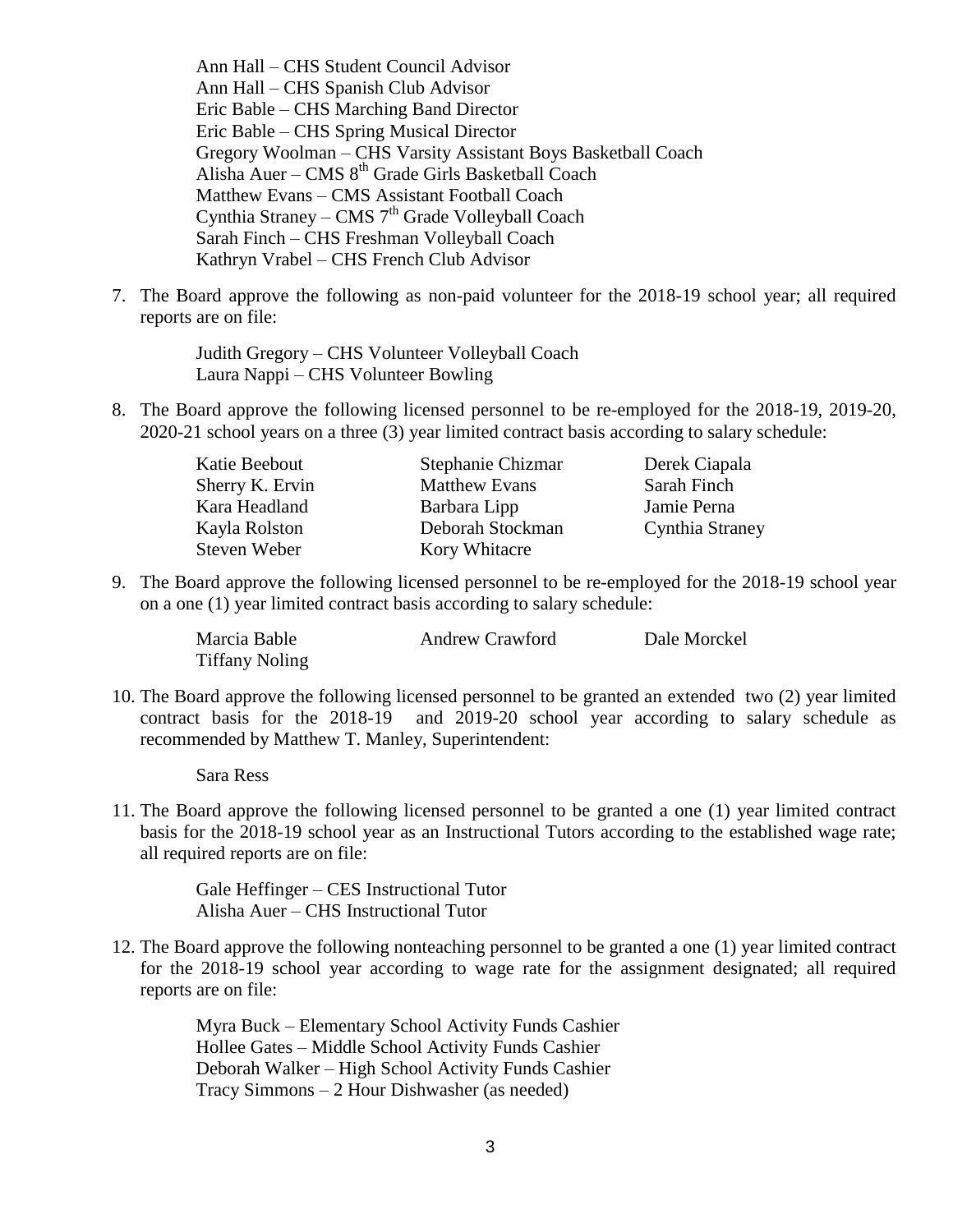Ann Hall – CHS Student Council Advisor
Ann Hall – CHS Spanish Club Advisor
Eric Bable – CHS Marching Band Director
Eric Bable – CHS Spring Musical Director
Gregory Woolman – CHS Varsity Assistant Boys Basketball Coach
Alisha Auer – CMS 8th Grade Girls Basketball Coach
Matthew Evans – CMS Assistant Football Coach
Cynthia Straney – CMS 7th Grade Volleyball Coach
Sarah Finch – CHS Freshman Volleyball Coach
Kathryn Vrabel – CHS French Club Advisor

7. The Board approve the following as non-paid volunteer for the 2018-19 school year; all required reports are on file:

   Judith Gregory – CHS Volunteer Volleyball Coach
   Laura Nappi – CHS Volunteer Bowling

8. The Board approve the following licensed personnel to be re-employed for the 2018-19, 2019-20, 2020-21 school years on a three (3) year limited contract basis according to salary schedule:

   | | | |
   |---|---|---|
   | Katie Beebout | Stephanie Chizmar | Derek Ciapala |
   | Sherry K. Ervin | Matthew Evans | Sarah Finch |
   | Kara Headland | Barbara Lipp | Jamie Perna |
   | Kayla Rolston | Deborah Stockman | Cynthia Straney |
   | Steven Weber | Kory Whitacre | |

9. The Board approve the following licensed personnel to be re-employed for the 2018-19 school year on a one (1) year limited contract basis according to salary schedule:

   | | | |
   |---|---|---|
   | Marcia Bable | Andrew Crawford | Dale Morckel |
   | Tiffany Noling | | |

10. The Board approve the following licensed personnel to be granted an extended two (2) year limited contract basis for the 2018-19 and 2019-20 school year according to salary schedule as recommended by Matthew T. Manley, Superintendent:

    Sara Ress

11. The Board approve the following licensed personnel to be granted a one (1) year limited contract basis for the 2018-19 school year as an Instructional Tutors according to the established wage rate; all required reports are on file:

    Gale Heffinger – CES Instructional Tutor
    Alisha Auer – CHS Instructional Tutor

12. The Board approve the following nonteaching personnel to be granted a one (1) year limited contract for the 2018-19 school year according to wage rate for the assignment designated; all required reports are on file:

    Myra Buck – Elementary School Activity Funds Cashier
    Hollee Gates – Middle School Activity Funds Cashier
    Deborah Walker – High School Activity Funds Cashier
    Tracy Simmons – 2 Hour Dishwasher (as needed)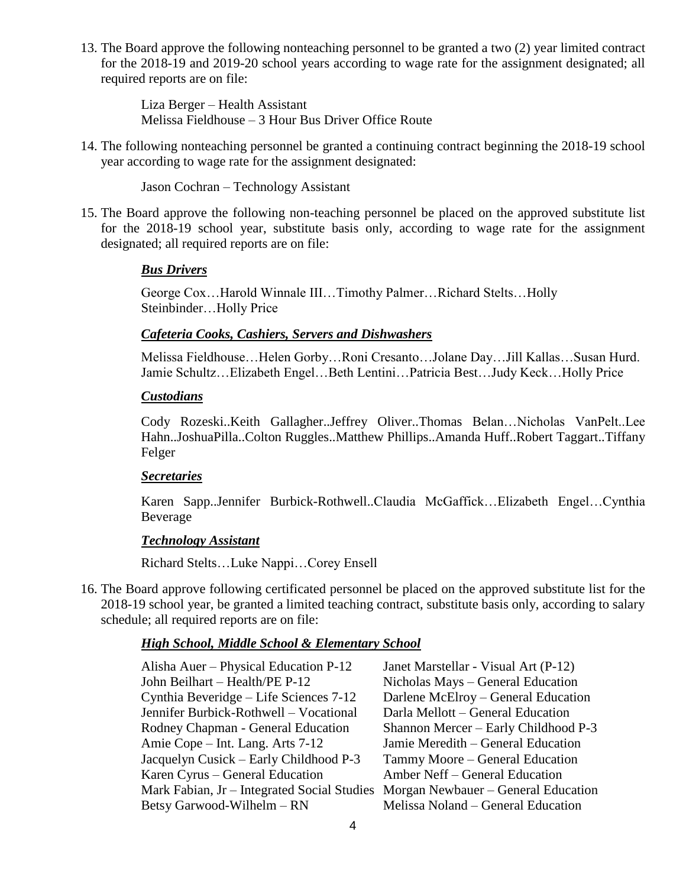13. The Board approve the following nonteaching personnel to be granted a two (2) year limited contract for the 2018-19 and 2019-20 school years according to wage rate for the assignment designated; all required reports are on file:

    Liza Berger – Health Assistant
    Melissa Fieldhouse – 3 Hour Bus Driver Office Route

14. The following nonteaching personnel be granted a continuing contract beginning the 2018-19 school year according to wage rate for the assignment designated:

    Jason Cochran – Technology Assistant

15. The Board approve the following non-teaching personnel be placed on the approved substitute list for the 2018-19 school year, substitute basis only, according to wage rate for the assignment designated; all required reports are on file:

    ***Bus Drivers***

    George Cox…Harold Winnale III…Timothy Palmer…Richard Stelts…Holly Steinbinder…Holly Price

    ***Cafeteria Cooks, Cashiers, Servers and Dishwashers***

    Melissa Fieldhouse…Helen Gorby…Roni Cresanto…Jolane Day…Jill Kallas…Susan Hurd. Jamie Schultz…Elizabeth Engel…Beth Lentini…Patricia Best…Judy Keck…Holly Price

    ***Custodians***

    Cody Rozeski..Keith Gallagher..Jeffrey Oliver..Thomas Belan…Nicholas VanPelt..Lee Hahn..JoshuaPilla..Colton Ruggles..Matthew Phillips..Amanda Huff..Robert Taggart..Tiffany Felger

    ***Secretaries***

    Karen Sapp..Jennifer Burbick-Rothwell..Claudia McGaffick…Elizabeth Engel…Cynthia Beverage

    ***Technology Assistant***

    Richard Stelts…Luke Nappi…Corey Ensell

16. The Board approve following certificated personnel be placed on the approved substitute list for the 2018-19 school year, be granted a limited teaching contract, substitute basis only, according to salary schedule; all required reports are on file:

    ***High School, Middle School & Elementary School***

    Alisha Auer – Physical Education P-12
    John Beilhart – Health/PE P-12
    Cynthia Beveridge – Life Sciences 7-12
    Jennifer Burbick-Rothwell – Vocational
    Rodney Chapman - General Education
    Amie Cope – Int. Lang. Arts 7-12
    Jacquelyn Cusick – Early Childhood P-3
    Karen Cyrus – General Education
    Mark Fabian, Jr – Integrated Social Studies
    Betsy Garwood-Wilhelm – RN
    Janet Marstellar - Visual Art (P-12)
    Nicholas Mays – General Education
    Darlene McElroy – General Education
    Darla Mellott – General Education
    Shannon Mercer – Early Childhood P-3
    Jamie Meredith – General Education
    Tammy Moore – General Education
    Amber Neff – General Education
    Morgan Newbauer – General Education
    Melissa Noland – General Education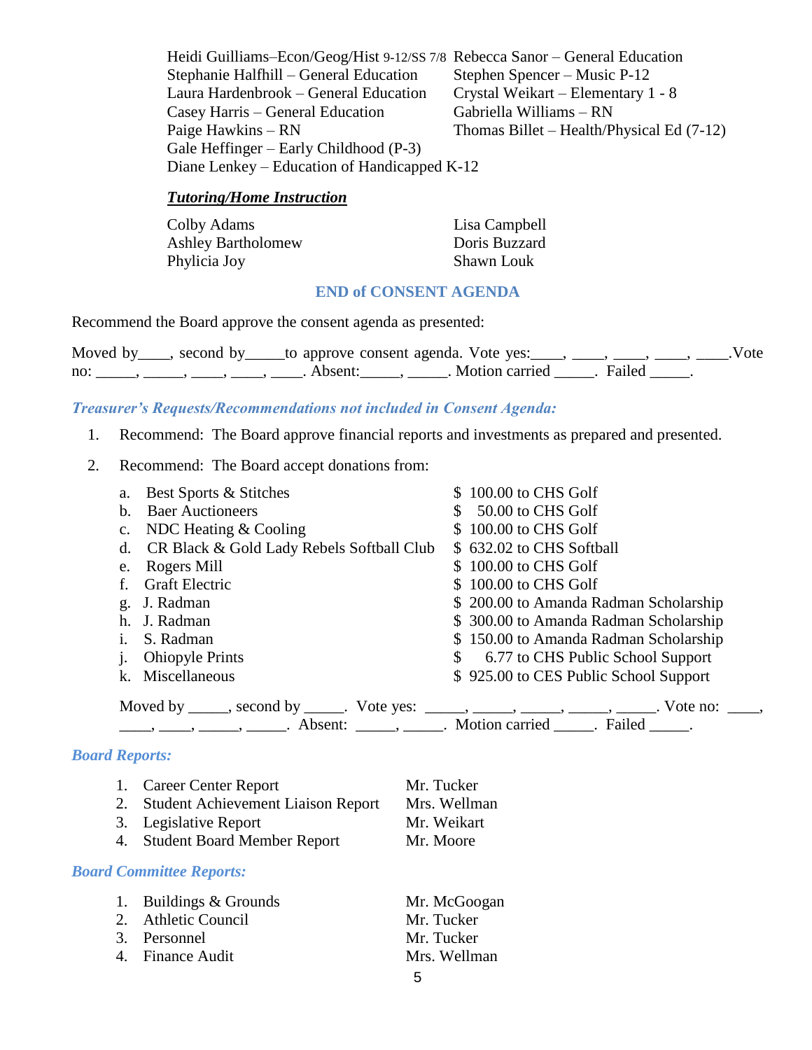Heidi Guilliams–Econ/Geog/Hist 9-12/SS 7/8
Stephanie Halfhill – General Education
Laura Hardenbrook – General Education
Casey Harris – General Education
Paige Hawkins – RN
Gale Heffinger – Early Childhood (P-3)
Diane Lenkey – Education of Handicapped K-12
Rebecca Sanor – General Education
Stephen Spencer – Music P-12
Crystal Weikart – Elementary 1 - 8
Gabriella Williams – RN
Thomas Billet – Health/Physical Ed (7-12)

***Tutoring/Home Instruction***

Colby Adams
Ashley Bartholomew
Phylicia Joy
Lisa Campbell
Doris Buzzard
Shawn Louk

**END of CONSENT AGENDA**

Recommend the Board approve the consent agenda as presented:

Moved by____, second by_____to approve consent agenda. Vote yes:____, ____, ____, ____, ____.Vote no: _____, _____, ____, ____, ____. Absent:_____, _____. Motion carried _____. Failed _____.

***Treasurer's Requests/Recommendations not included in Consent Agenda:***

1. Recommend: The Board approve financial reports and investments as prepared and presented.

2. Recommend: The Board accept donations from:

   a. Best Sports & Stitches — $ 100.00 to CHS Golf
   b. Baer Auctioneers — $ 50.00 to CHS Golf
   c. NDC Heating & Cooling — $ 100.00 to CHS Golf
   d. CR Black & Gold Lady Rebels Softball Club — $ 632.02 to CHS Softball
   e. Rogers Mill — $ 100.00 to CHS Golf
   f. Graft Electric — $ 100.00 to CHS Golf
   g. J. Radman — $ 200.00 to Amanda Radman Scholarship
   h. J. Radman — $ 300.00 to Amanda Radman Scholarship
   i. S. Radman — $ 150.00 to Amanda Radman Scholarship
   j. Ohiopyle Prints — $ 6.77 to CHS Public School Support
   k. Miscellaneous — $ 925.00 to CES Public School Support

   Moved by _____, second by _____. Vote yes: _____, _____, _____, _____, _____. Vote no: ____, ____, ____, _____, _____. Absent: _____, _____. Motion carried _____. Failed _____.

***Board Reports:***

1. Career Center Report — Mr. Tucker
2. Student Achievement Liaison Report — Mrs. Wellman
3. Legislative Report — Mr. Weikart
4. Student Board Member Report — Mr. Moore

***Board Committee Reports:***

1. Buildings & Grounds — Mr. McGoogan
2. Athletic Council — Mr. Tucker
3. Personnel — Mr. Tucker
4. Finance Audit — Mrs. Wellman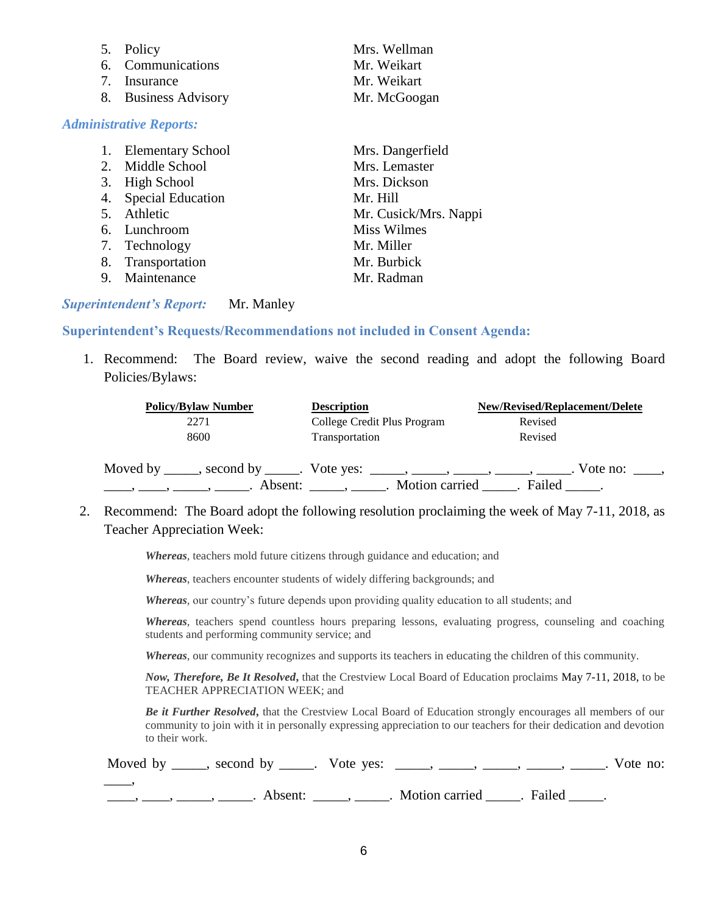5. Policy — Mrs. Wellman
6. Communications — Mr. Weikart
7. Insurance — Mr. Weikart
8. Business Advisory — Mr. McGoogan

### *Administrative Reports:*

1. Elementary School — Mrs. Dangerfield
2. Middle School — Mrs. Lemaster
3. High School — Mrs. Dickson
4. Special Education — Mr. Hill
5. Athletic — Mr. Cusick/Mrs. Nappi
6. Lunchroom — Miss Wilmes
7. Technology — Mr. Miller
8. Transportation — Mr. Burbick
9. Maintenance — Mr. Radman

### *Superintendent's Report:* Mr. Manley

### Superintendent's Requests/Recommendations not included in Consent Agenda:

1. Recommend: The Board review, waive the second reading and adopt the following Board Policies/Bylaws:

| Policy/Bylaw Number | Description | New/Revised/Replacement/Delete |
|---|---|---|
| 2271 | College Credit Plus Program | Revised |
| 8600 | Transportation | Revised |

Moved by _____, second by _____. Vote yes: _____, _____, _____, _____, _____. Vote no: ____, ____, ____, _____, _____. Absent: _____, _____. Motion carried _____. Failed _____.

2. Recommend: The Board adopt the following resolution proclaiming the week of May 7-11, 2018, as Teacher Appreciation Week:

***Whereas***, teachers mold future citizens through guidance and education; and

***Whereas***, teachers encounter students of widely differing backgrounds; and

***Whereas***, our country's future depends upon providing quality education to all students; and

***Whereas***, teachers spend countless hours preparing lessons, evaluating progress, counseling and coaching students and performing community service; and

***Whereas***, our community recognizes and supports its teachers in educating the children of this community.

***Now, Therefore, Be It Resolved***, that the Crestview Local Board of Education proclaims May 7-11, 2018, to be TEACHER APPRECIATION WEEK; and

***Be it Further Resolved***, that the Crestview Local Board of Education strongly encourages all members of our community to join with it in personally expressing appreciation to our teachers for their dedication and devotion to their work.

Moved by _____, second by _____. Vote yes: _____, _____, _____, _____, _____. Vote no: ____, ____, ____, _____, _____. Absent: _____, _____. Motion carried _____. Failed _____.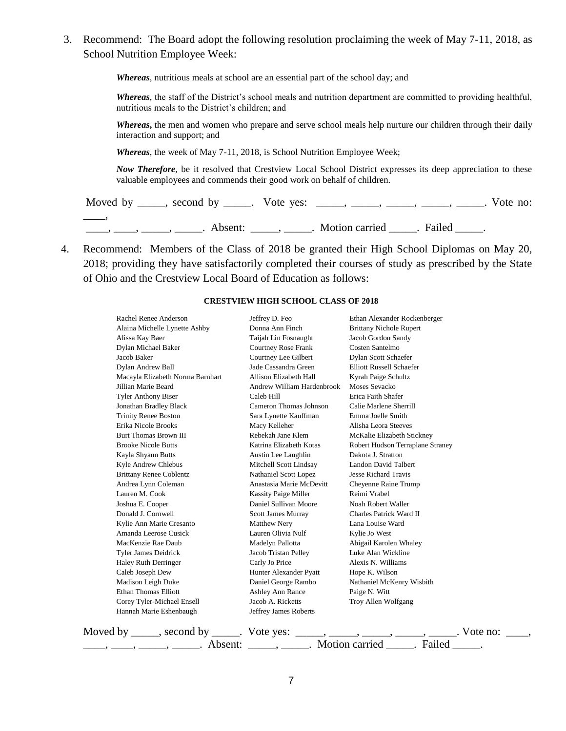3. Recommend: The Board adopt the following resolution proclaiming the week of May 7-11, 2018, as School Nutrition Employee Week:

   ***Whereas***, nutritious meals at school are an essential part of the school day; and

   ***Whereas***, the staff of the District's school meals and nutrition department are committed to providing healthful, nutritious meals to the District's children; and

   ***Whereas,*** the men and women who prepare and serve school meals help nurture our children through their daily interaction and support; and

   ***Whereas***, the week of May 7-11, 2018, is School Nutrition Employee Week;

   ***Now Therefore***, be it resolved that Crestview Local School District expresses its deep appreciation to these valuable employees and commends their good work on behalf of children.

   Moved by _____, second by _____. Vote yes: _____, _____, _____, _____, _____. Vote no: ____, ____, ____, _____, _____. Absent: _____, _____. Motion carried _____. Failed _____.

4. Recommend: Members of the Class of 2018 be granted their High School Diplomas on May 20, 2018; providing they have satisfactorily completed their courses of study as prescribed by the State of Ohio and the Crestview Local Board of Education as follows:

**CRESTVIEW HIGH SCHOOL CLASS OF 2018**

| | | |
|---|---|---|
| Rachel Renee Anderson | Jeffrey D. Feo | Ethan Alexander Rockenberger |
| Alaina Michelle Lynette Ashby | Donna Ann Finch | Brittany Nichole Rupert |
| Alissa Kay Baer | Taijah Lin Fosnaught | Jacob Gordon Sandy |
| Dylan Michael Baker | Courtney Rose Frank | Costen Santelmo |
| Jacob Baker | Courtney Lee Gilbert | Dylan Scott Schaefer |
| Dylan Andrew Ball | Jade Cassandra Green | Elliott Russell Schaefer |
| Macayla Elizabeth Norma Barnhart | Allison Elizabeth Hall | Kyrah Paige Schultz |
| Jillian Marie Beard | Andrew William Hardenbrook | Moses Sevacko |
| Tyler Anthony Biser | Caleb Hill | Erica Faith Shafer |
| Jonathan Bradley Black | Cameron Thomas Johnson | Calie Marlene Sherrill |
| Trinity Renee Boston | Sara Lynette Kauffman | Emma Joelle Smith |
| Erika Nicole Brooks | Macy Kelleher | Alisha Leora Steeves |
| Burt Thomas Brown III | Rebekah Jane Klem | McKalie Elizabeth Stickney |
| Brooke Nicole Butts | Katrina Elizabeth Kotas | Robert Hudson Terraplane Straney |
| Kayla Shyann Butts | Austin Lee Laughlin | Dakota J. Stratton |
| Kyle Andrew Chlebus | Mitchell Scott Lindsay | Landon David Talbert |
| Brittany Renee Coblentz | Nathaniel Scott Lopez | Jesse Richard Travis |
| Andrea Lynn Coleman | Anastasia Marie McDevitt | Cheyenne Raine Trump |
| Lauren M. Cook | Kassity Paige Miller | Reimi Vrabel |
| Joshua E. Cooper | Daniel Sullivan Moore | Noah Robert Waller |
| Donald J. Cornwell | Scott James Murray | Charles Patrick Ward II |
| Kylie Ann Marie Cresanto | Matthew Nery | Lana Louise Ward |
| Amanda Leerose Cusick | Lauren Olivia Nulf | Kylie Jo West |
| MacKenzie Rae Daub | Madelyn Pallotta | Abigail Karolen Whaley |
| Tyler James Deidrick | Jacob Tristan Pelley | Luke Alan Wickline |
| Haley Ruth Derringer | Carly Jo Price | Alexis N. Williams |
| Caleb Joseph Dew | Hunter Alexander Pyatt | Hope K. Wilson |
| Madison Leigh Duke | Daniel George Rambo | Nathaniel McKenry Wisbith |
| Ethan Thomas Elliott | Ashley Ann Rance | Paige N. Witt |
| Corey Tyler-Michael Ensell | Jacob A. Ricketts | Troy Allen Wolfgang |
| Hannah Marie Eshenbaugh | Jeffrey James Roberts | |

Moved by _____, second by _____. Vote yes: _____, _____, _____, _____, _____. Vote no: ____, ____, ____, _____, _____. Absent: _____, _____. Motion carried _____. Failed _____.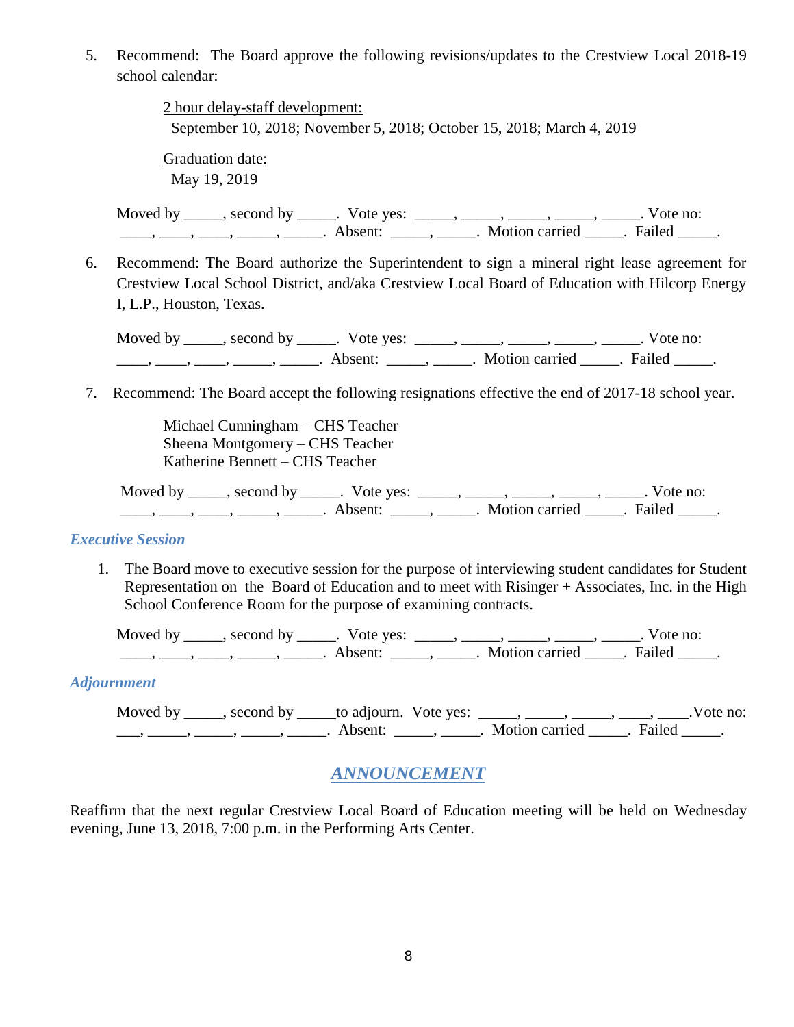5. Recommend: The Board approve the following revisions/updates to the Crestview Local 2018-19 school calendar:

   2 hour delay-staff development:
   September 10, 2018; November 5, 2018; October 15, 2018; March 4, 2019

   Graduation date:
   May 19, 2019

   Moved by _____, second by _____. Vote yes: _____, _____, _____, _____, _____. Vote no: ____, ____, ____, _____, _____. Absent: _____, _____. Motion carried _____. Failed _____.

6. Recommend: The Board authorize the Superintendent to sign a mineral right lease agreement for Crestview Local School District, and/aka Crestview Local Board of Education with Hilcorp Energy I, L.P., Houston, Texas.

   Moved by _____, second by _____. Vote yes: _____, _____, _____, _____, _____. Vote no: ____, ____, ____, _____, _____. Absent: _____, _____. Motion carried _____. Failed _____.

7. Recommend: The Board accept the following resignations effective the end of 2017-18 school year.

   Michael Cunningham – CHS Teacher
   Sheena Montgomery – CHS Teacher
   Katherine Bennett – CHS Teacher

   Moved by _____, second by _____. Vote yes: _____, _____, _____, _____, _____. Vote no: ____, ____, ____, _____, _____. Absent: _____, _____. Motion carried _____. Failed _____.

### *Executive Session*

1. The Board move to executive session for the purpose of interviewing student candidates for Student Representation on the Board of Education and to meet with Risinger + Associates, Inc. in the High School Conference Room for the purpose of examining contracts.

   Moved by _____, second by _____. Vote yes: _____, _____, _____, _____, _____. Vote no: ____, ____, ____, _____, _____. Absent: _____, _____. Motion carried _____. Failed _____.

### *Adjournment*

Moved by _____, second by _____to adjourn. Vote yes: _____, _____, _____, ____, ____.Vote no: ___, _____, _____, _____, _____. Absent: _____, _____. Motion carried _____. Failed _____.

## *ANNOUNCEMENT*

Reaffirm that the next regular Crestview Local Board of Education meeting will be held on Wednesday evening, June 13, 2018, 7:00 p.m. in the Performing Arts Center.